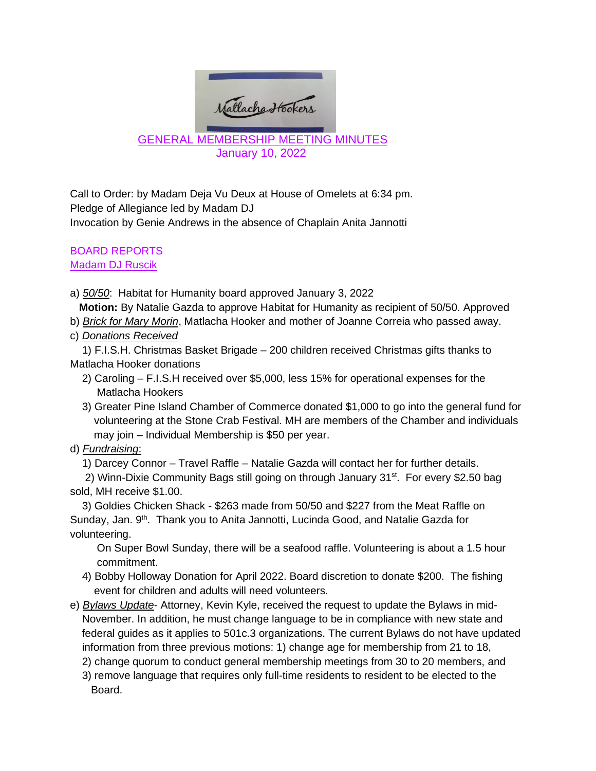Matlacha Hookers

# GENERAL MEMBERSHIP MEETING MINUTES

January 10, 2022

Call to Order: by Madam Deja Vu Deux at House of Omelets at 6:34 pm.
Pledge of Allegiance led by Madam DJ
Invocation by Genie Andrews in the absence of Chaplain Anita Jannotti

## BOARD REPORTS

### Madam DJ Ruscik

a) *50/50*: Habitat for Humanity board approved January 3, 2022
**Motion:** By Natalie Gazda to approve Habitat for Humanity as recipient of 50/50. Approved

b) *Brick for Mary Morin*, Matlacha Hooker and mother of Joanne Correia who passed away.

c) *Donations Received*

1) F.I.S.H. Christmas Basket Brigade – 200 children received Christmas gifts thanks to Matlacha Hooker donations
2) Caroling – F.I.S.H received over $5,000, less 15% for operational expenses for the Matlacha Hookers
3) Greater Pine Island Chamber of Commerce donated $1,000 to go into the general fund for volunteering at the Stone Crab Festival. MH are members of the Chamber and individuals may join – Individual Membership is $50 per year.

d) *Fundraising*:

1) Darcey Connor – Travel Raffle – Natalie Gazda will contact her for further details.
2) Winn-Dixie Community Bags still going on through January 31st. For every $2.50 bag sold, MH receive $1.00.
3) Goldies Chicken Shack - $263 made from 50/50 and $227 from the Meat Raffle on Sunday, Jan. 9th. Thank you to Anita Jannotti, Lucinda Good, and Natalie Gazda for volunteering.
   On Super Bowl Sunday, there will be a seafood raffle. Volunteering is about a 1.5 hour commitment.
4) Bobby Holloway Donation for April 2022. Board discretion to donate $200. The fishing event for children and adults will need volunteers.

e) *Bylaws Update*- Attorney, Kevin Kyle, received the request to update the Bylaws in mid-November. In addition, he must change language to be in compliance with new state and federal guides as it applies to 501c.3 organizations. The current Bylaws do not have updated information from three previous motions: 1) change age for membership from 21 to 18, 2) change quorum to conduct general membership meetings from 30 to 20 members, and 3) remove language that requires only full-time residents to resident to be elected to the Board.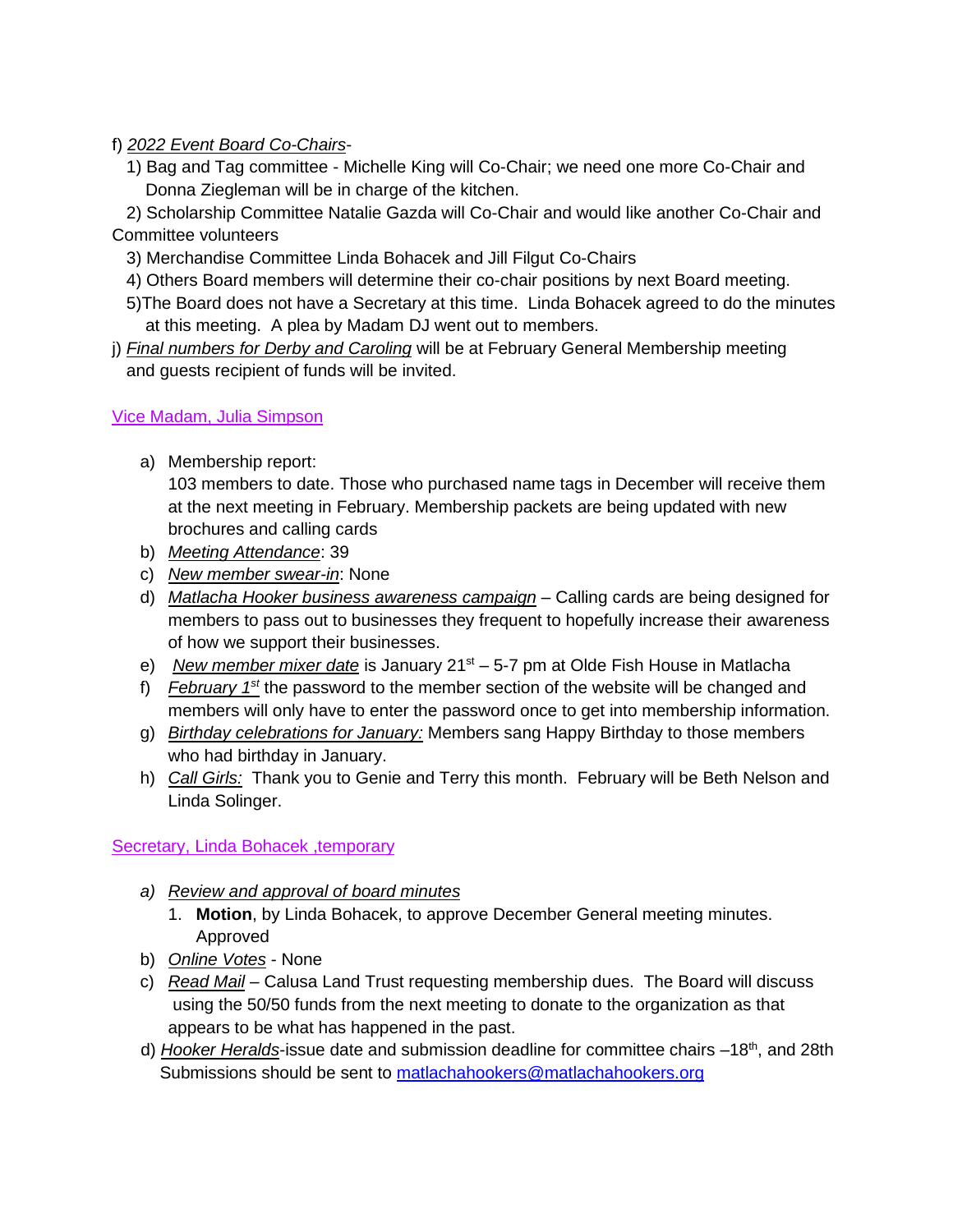f) *2022 Event Board Co-Chairs*-

1) Bag and Tag committee - Michelle King will Co-Chair; we need one more Co-Chair and Donna Ziegleman will be in charge of the kitchen.
2) Scholarship Committee Natalie Gazda will Co-Chair and would like another Co-Chair and Committee volunteers
3) Merchandise Committee Linda Bohacek and Jill Filgut Co-Chairs
4) Others Board members will determine their co-chair positions by next Board meeting.
5) The Board does not have a Secretary at this time. Linda Bohacek agreed to do the minutes at this meeting. A plea by Madam DJ went out to members.

j) *Final numbers for Derby and Caroling* will be at February General Membership meeting and guests recipient of funds will be invited.

## Vice Madam, Julia Simpson

a) Membership report:
   103 members to date. Those who purchased name tags in December will receive them at the next meeting in February. Membership packets are being updated with new brochures and calling cards
b) *Meeting Attendance*: 39
c) *New member swear-in*: None
d) *Matlacha Hooker business awareness campaign* – Calling cards are being designed for members to pass out to businesses they frequent to hopefully increase their awareness of how we support their businesses.
e) *New member mixer date* is January 21st – 5-7 pm at Olde Fish House in Matlacha
f) *February 1st* the password to the member section of the website will be changed and members will only have to enter the password once to get into membership information.
g) *Birthday celebrations for January:* Members sang Happy Birthday to those members who had birthday in January.
h) *Call Girls:* Thank you to Genie and Terry this month. February will be Beth Nelson and Linda Solinger.

## Secretary, Linda Bohacek ,temporary

a) *Review and approval of board minutes*
   1. **Motion**, by Linda Bohacek, to approve December General meeting minutes. Approved
b) *Online Votes* - None
c) *Read Mail* – Calusa Land Trust requesting membership dues. The Board will discuss using the 50/50 funds from the next meeting to donate to the organization as that appears to be what has happened in the past.
d) *Hooker Heralds*-issue date and submission deadline for committee chairs –18th, and 28th Submissions should be sent to matlachahookers@matlachahookers.org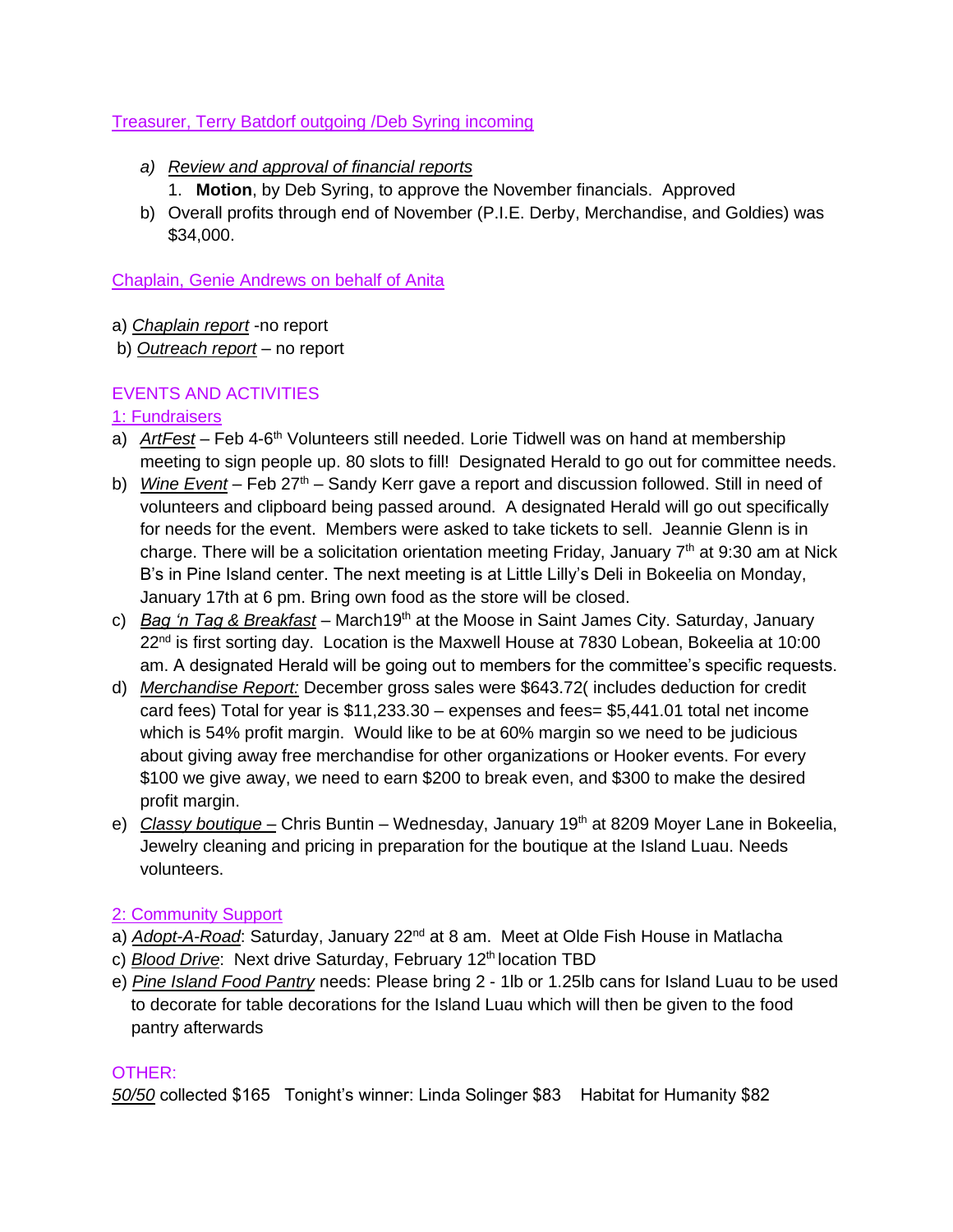Treasurer, Terry Batdorf outgoing /Deb Syring incoming

a) *Review and approval of financial reports*
   1. **Motion**, by Deb Syring, to approve the November financials. Approved
b) Overall profits through end of November (P.I.E. Derby, Merchandise, and Goldies) was $34,000.

Chaplain, Genie Andrews on behalf of Anita

a) *Chaplain report* -no report
b) *Outreach report* – no report

## EVENTS AND ACTIVITIES

### 1: Fundraisers

a) *ArtFest* – Feb 4-6th Volunteers still needed. Lorie Tidwell was on hand at membership meeting to sign people up. 80 slots to fill! Designated Herald to go out for committee needs.
b) *Wine Event* – Feb 27th – Sandy Kerr gave a report and discussion followed. Still in need of volunteers and clipboard being passed around. A designated Herald will go out specifically for needs for the event. Members were asked to take tickets to sell. Jeannie Glenn is in charge. There will be a solicitation orientation meeting Friday, January 7th at 9:30 am at Nick B's in Pine Island center. The next meeting is at Little Lilly's Deli in Bokeelia on Monday, January 17th at 6 pm. Bring own food as the store will be closed.
c) *Bag 'n Tag & Breakfast* – March19th at the Moose in Saint James City. Saturday, January 22nd is first sorting day. Location is the Maxwell House at 7830 Lobean, Bokeelia at 10:00 am. A designated Herald will be going out to members for the committee's specific requests.
d) *Merchandise Report:* December gross sales were $643.72( includes deduction for credit card fees) Total for year is $11,233.30 – expenses and fees= $5,441.01 total net income which is 54% profit margin. Would like to be at 60% margin so we need to be judicious about giving away free merchandise for other organizations or Hooker events. For every $100 we give away, we need to earn $200 to break even, and $300 to make the desired profit margin.
e) *Classy boutique –* Chris Buntin – Wednesday, January 19th at 8209 Moyer Lane in Bokeelia, Jewelry cleaning and pricing in preparation for the boutique at the Island Luau. Needs volunteers.

### 2: Community Support

a) *Adopt-A-Road*: Saturday, January 22nd at 8 am. Meet at Olde Fish House in Matlacha
c) *Blood Drive*: Next drive Saturday, February 12th location TBD
e) *Pine Island Food Pantry* needs: Please bring 2 - 1lb or 1.25lb cans for Island Luau to be used to decorate for table decorations for the Island Luau which will then be given to the food pantry afterwards

## OTHER:

*50/50* collected $165 Tonight's winner: Linda Solinger $83 Habitat for Humanity $82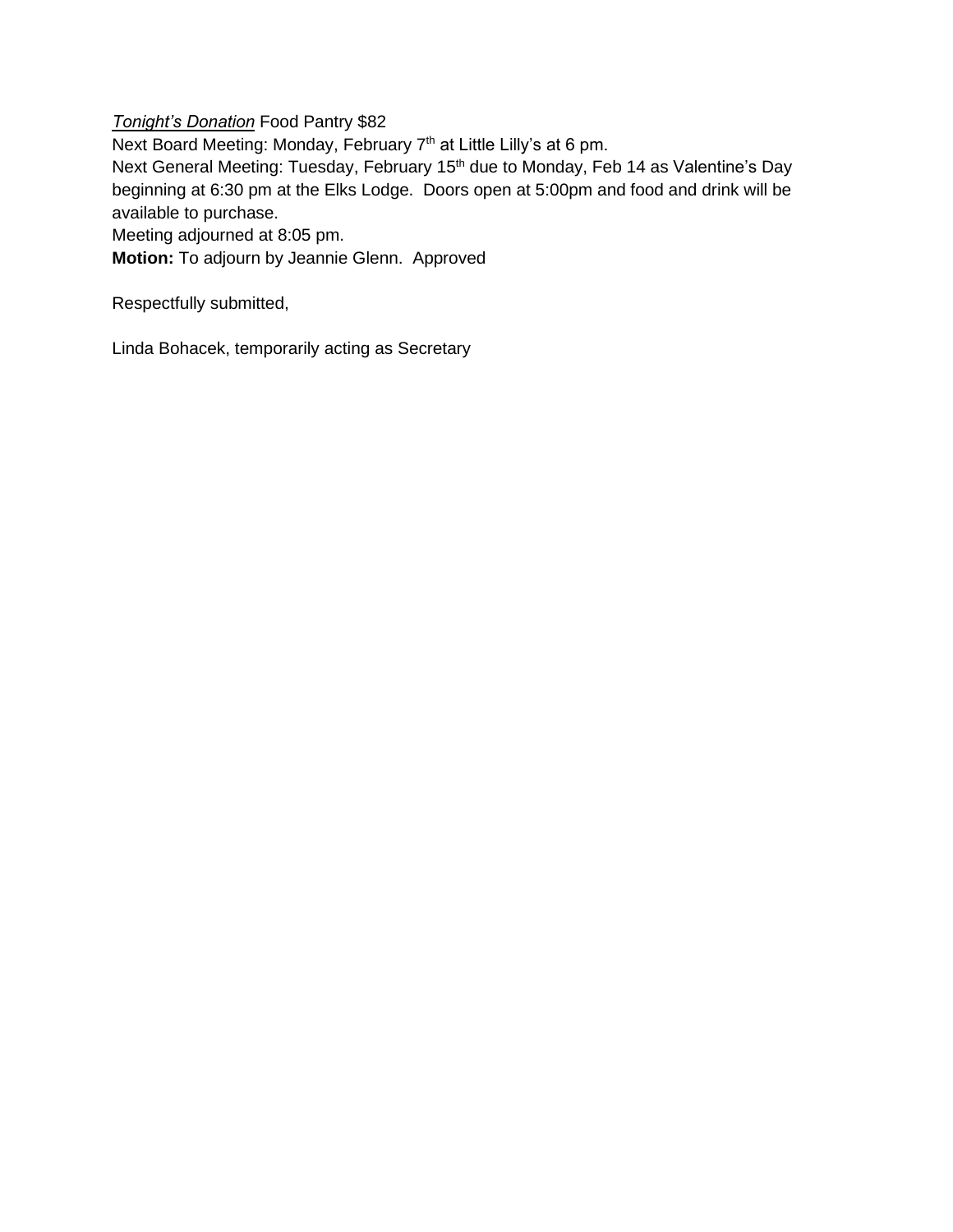***Tonight's Donation*** Food Pantry $82

Next Board Meeting: Monday, February 7th at Little Lilly's at 6 pm.

Next General Meeting: Tuesday, February 15th due to Monday, Feb 14 as Valentine's Day beginning at 6:30 pm at the Elks Lodge. Doors open at 5:00pm and food and drink will be available to purchase.

Meeting adjourned at 8:05 pm.

**Motion:** To adjourn by Jeannie Glenn. Approved

Respectfully submitted,

Linda Bohacek, temporarily acting as Secretary